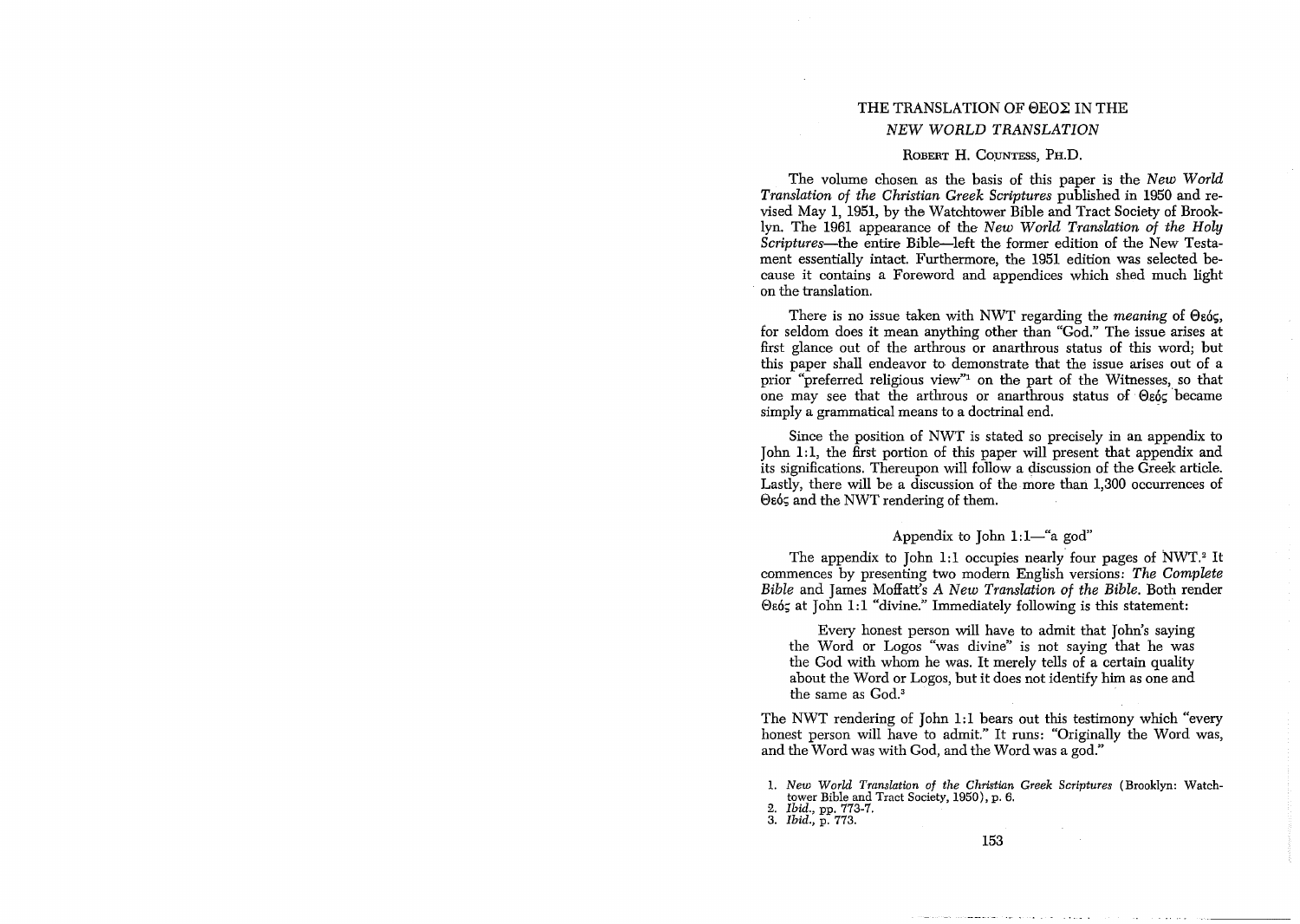# THE TRANSLATION OF ΘΕΟΣ IN THE *NEW WORLD TRANSLATION*

ROBERT H. COUNTESS, PH.D.

The volume chosen as the basis of this paper is the *New World Translation of the Christian Greek Scriptures* published in 1950 and revised May 1, 1951, by the Watchtower Bible and Tract Society of Brooklyn. The 1961 appearance of the *New World Translation of the Holy Scriptures*—the entire Bible—left the former edition of the New Testament essentially intact. Furthermore, the 1951 edition was selected because it contains a Foreword and appendices which shed much light on the translation.

There is no issue taken with NWT regarding the *meaning* of Θεός, for seldom does it mean anything other than "God." The issue arises at first glance out of the arthrous or anarthrous status of this word; but this paper shall endeavor to demonstrate that the issue arises out of a prior "preferred religious view"[1] on the part of the Witnesses, so that one may see that the arthrous or anarthrous status of Θεός became simply a grammatical means to a doctrinal end.

Since the position of NWT is stated so precisely in an appendix to John 1:1, the first portion of this paper will present that appendix and its significations. Thereupon will follow a discussion of the Greek article. Lastly, there will be a discussion of the more than 1,300 occurrences of Θεός and the NWT rendering of them.

## Appendix to John 1:1—"a god"

The appendix to John 1:1 occupies nearly four pages of NWT.[2] It commences by presenting two modern English versions: *The Complete Bible* and James Moffatt's *A New Translation of the Bible*. Both render Θεός at John 1:1 "divine." Immediately following is this statement:

> Every honest person will have to admit that John's saying the Word or Logos "was divine" is not saying that he was the God with whom he was. It merely tells of a certain quality about the Word or Logos, but it does not identify him as one and the same as God.[3]

The NWT rendering of John 1:1 bears out this testimony which "every honest person will have to admit." It runs: "Originally the Word was, and the Word was with God, and the Word was a god."

1. *New World Translation of the Christian Greek Scriptures* (Brooklyn: Watchtower Bible and Tract Society, 1950), p. 6.
2. *Ibid.*, pp. 773-7.
3. *Ibid.*, p. 773.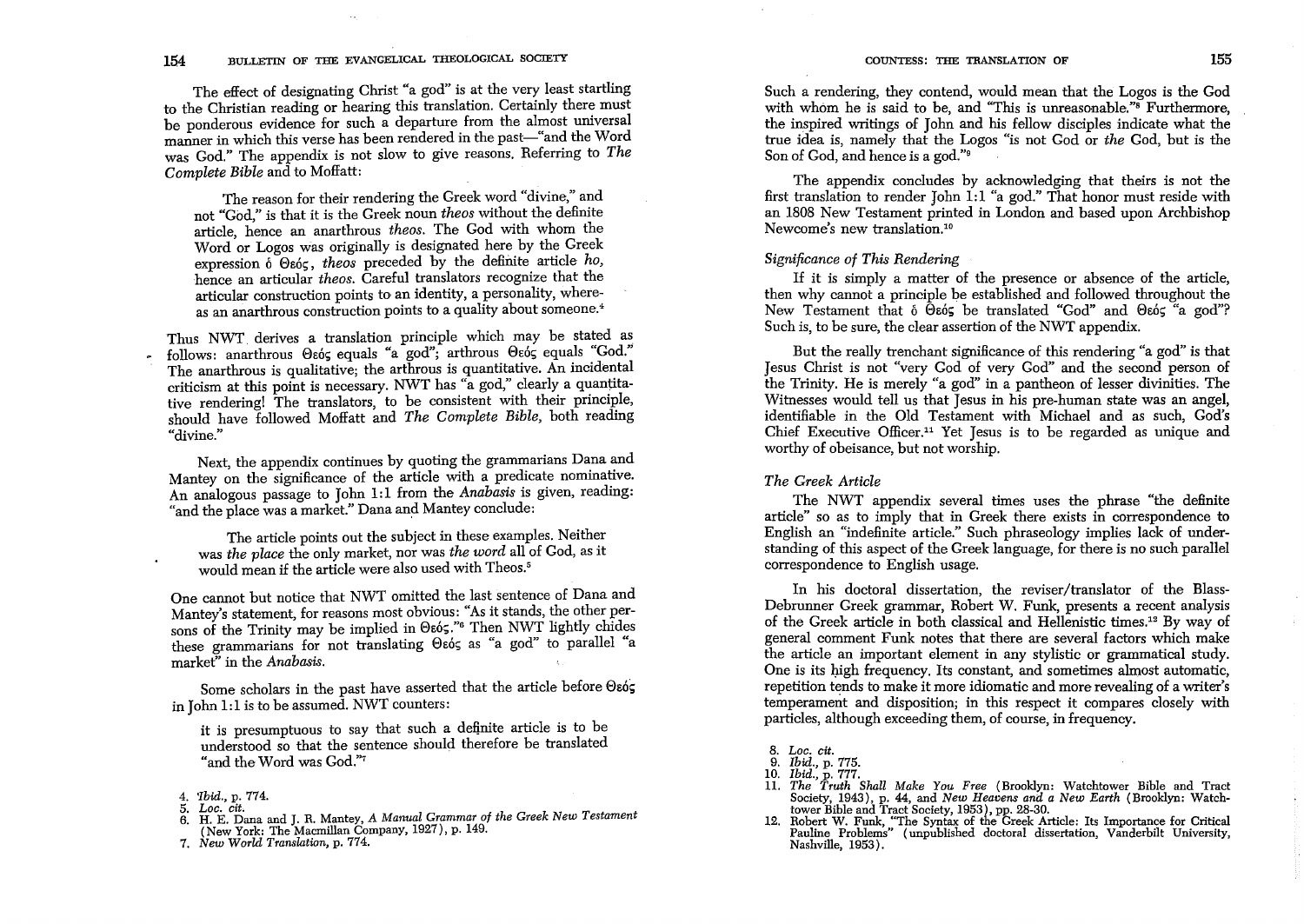The effect of designating Christ "a god" is at the very least startling to the Christian reading or hearing this translation. Certainly there must be ponderous evidence for such a departure from the almost universal manner in which this verse has been rendered in the past—"and the Word was God." The appendix is not slow to give reasons. Referring to *The Complete Bible* and to Moffatt:

> The reason for their rendering the Greek word "divine," and not "God," is that it is the Greek noun *theos* without the definite article, hence an anarthrous *theos*. The God with whom the Word or Logos was originally is designated here by the Greek expression ὁ Θεός, *theos* preceded by the definite article *ho*, hence an articular *theos*. Careful translators recognize that the articular construction points to an identity, a personality, whereas an anarthrous construction points to a quality about someone.[4]

Thus NWT derives a translation principle which may be stated as follows: anarthrous Θεός equals "a god"; arthrous Θεός equals "God." The anarthrous is qualitative; the arthrous is quantitative. An incidental criticism at this point is necessary. NWT has "a god," clearly a quantitative rendering! The translators, to be consistent with their principle, should have followed Moffatt and *The Complete Bible*, both reading "divine."

Next, the appendix continues by quoting the grammarians Dana and Mantey on the significance of the article with a predicate nominative. An analogous passage to John 1:1 from the *Anabasis* is given, reading: "and the place was a market." Dana and Mantey conclude:

> The article points out the subject in these examples. Neither was *the place* the only market, nor was *the word* all of God, as it would mean if the article were also used with Theos.[5]

One cannot but notice that NWT omitted the last sentence of Dana and Mantey's statement, for reasons most obvious: "As it stands, the other persons of the Trinity may be implied in Θεός."[6] Then NWT lightly chides these grammarians for not translating Θεός as "a god" to parallel "a market" in the *Anabasis*.

Some scholars in the past have asserted that the article before Θεός in John 1:1 is to be assumed. NWT counters:

> it is presumptuous to say that such a definite article is to be understood so that the sentence should therefore be translated "and the Word was God."[7]

4. *Ibid.*, p. 774.
5. *Loc. cit.*
6. H. E. Dana and J. R. Mantey, *A Manual Grammar of the Greek New Testament* (New York: The Macmillan Company, 1927), p. 149.
7. *New World Translation*, p. 774.

Such a rendering, they contend, would mean that the Logos is the God with whom he is said to be, and "This is unreasonable."[8] Furthermore, the inspired writings of John and his fellow disciples indicate what the true idea is, namely that the Logos "is not God or *the* God, but is the Son of God, and hence is a god."[9]

The appendix concludes by acknowledging that theirs is not the first translation to render John 1:1 "a god." That honor must reside with an 1808 New Testament printed in London and based upon Archbishop Newcome's new translation.[10]

### *Significance of This Rendering*

If it is simply a matter of the presence or absence of the article, then why cannot a principle be established and followed throughout the New Testament that ὁ Θεός be translated "God" and Θεός "a god"? Such is, to be sure, the clear assertion of the NWT appendix.

But the really trenchant significance of this rendering "a god" is that Jesus Christ is not "very God of very God" and the second person of the Trinity. He is merely "a god" in a pantheon of lesser divinities. The Witnesses would tell us that Jesus in his pre-human state was an angel, identifiable in the Old Testament with Michael and as such, God's Chief Executive Officer.[11] Yet Jesus is to be regarded as unique and worthy of obeisance, but not worship.

### *The Greek Article*

The NWT appendix several times uses the phrase "the definite article" so as to imply that in Greek there exists in correspondence to English an "indefinite article." Such phraseology implies lack of understanding of this aspect of the Greek language, for there is no such parallel correspondence to English usage.

In his doctoral dissertation, the reviser/translator of the Blass-Debrunner Greek grammar, Robert W. Funk, presents a recent analysis of the Greek article in both classical and Hellenistic times.[12] By way of general comment Funk notes that there are several factors which make the article an important element in any stylistic or grammatical study. One is its high frequency. Its constant, and sometimes almost automatic, repetition tends to make it more idiomatic and more revealing of a writer's temperament and disposition; in this respect it compares closely with particles, although exceeding them, of course, in frequency.

8. *Loc. cit.*
9. *Ibid.*, p. 775.
10. *Ibid.*, p. 777.
11. *The Truth Shall Make You Free* (Brooklyn: Watchtower Bible and Tract Society, 1943), p. 44, and *New Heavens and a New Earth* (Brooklyn: Watchtower Bible and Tract Society, 1953), pp. 28-30.
12. Robert W. Funk, "The Syntax of the Greek Article: Its Importance for Critical Pauline Problems" (unpublished doctoral dissertation, Vanderbilt University, Nashville, 1953).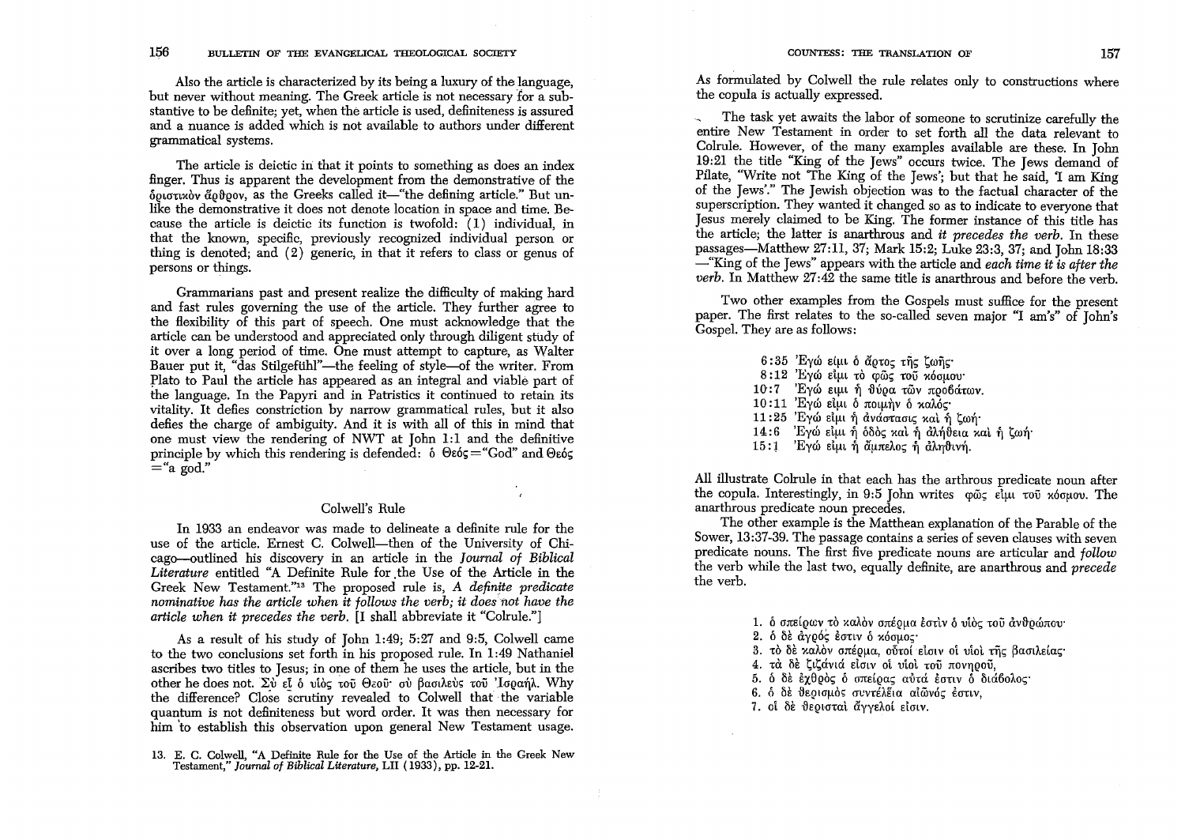Also the article is characterized by its being a luxury of the language, but never without meaning. The Greek article is not necessary for a substantive to be definite; yet, when the article is used, definiteness is assured and a nuance is added which is not available to authors under different grammatical systems.

The article is deictic in that it points to something as does an index finger. Thus is apparent the development from the demonstrative of the ὁριστικὸν ἄρθρον, as the Greeks called it—"the defining article." But unlike the demonstrative it does not denote location in space and time. Because the article is deictic its function is twofold: (1) individual, in that the known, specific, previously recognized individual person or thing is denoted; and (2) generic, in that it refers to class or genus of persons or things.

Grammarians past and present realize the difficulty of making hard and fast rules governing the use of the article. They further agree to the flexibility of this part of speech. One must acknowledge that the article can be understood and appreciated only through diligent study of it over a long period of time. One must attempt to capture, as Walter Bauer put it, "das Stilgefühl"—the feeling of style—of the writer. From Plato to Paul the article has appeared as an integral and viable part of the language. In the Papyri and in Patristics it continued to retain its vitality. It defies constriction by narrow grammatical rules, but it also defies the charge of ambiguity. And it is with all of this in mind that one must view the rendering of NWT at John 1:1 and the definitive principle by which this rendering is defended: ὁ Θεός = "God" and Θεός = "a god."

## Colwell's Rule

In 1933 an endeavor was made to delineate a definite rule for the use of the article. Ernest C. Colwell—then of the University of Chicago—outlined his discovery in an article in the *Journal of Biblical Literature* entitled "A Definite Rule for the Use of the Article in the Greek New Testament."[13] The proposed rule is, *A definite predicate nominative has the article when it follows the verb; it does not have the article when it precedes the verb.* [I shall abbreviate it "Colrule."]

As a result of his study of John 1:49; 5:27 and 9:5, Colwell came to the two conclusions set forth in his proposed rule. In 1:49 Nathaniel ascribes two titles to Jesus; in one of them he uses the article, but in the other he does not. Σὺ εἶ ὁ υἱὸς τοῦ Θεοῦ· σὺ βασιλεὺς τοῦ Ἰσραήλ. Why the difference? Close scrutiny revealed to Colwell that the variable quantum is not definiteness but word order. It was then necessary for him to establish this observation upon general New Testament usage.

As formulated by Colwell the rule relates only to constructions where the copula is actually expressed.

The task yet awaits the labor of someone to scrutinize carefully the entire New Testament in order to set forth all the data relevant to Colrule. However, of the many examples available are these. In John 19:21 the title "King of the Jews" occurs twice. The Jews demand of Pilate, "Write not 'The King of the Jews'; but that he said, 'I am King of the Jews'." The Jewish objection was to the factual character of the superscription. They wanted it changed so as to indicate to everyone that Jesus merely claimed to be King. The former instance of this title has the article; the latter is anarthrous and *it precedes the verb.* In these passages—Matthew 27:11, 37; Mark 15:2; Luke 23:3, 37; and John 18:33—"King of the Jews" appears with the article and *each time it is after the verb.* In Matthew 27:42 the same title is anarthrous and before the verb.

Two other examples from the Gospels must suffice for the present paper. The first relates to the so-called seven major "I am's" of John's Gospel. They are as follows:

6:35 Ἐγώ εἰμι ὁ ἄρτος τῆς ζωῆς·
8:12 Ἐγώ εἰμι τὸ φῶς τοῦ κόσμου·
10:7 Ἐγώ εἰμι ἡ θύρα τῶν προβάτων.
10:11 Ἐγώ εἰμι ὁ ποιμὴν ὁ καλός·
11:25 Ἐγώ εἰμι ἡ ἀνάστασις καὶ ἡ ζωή·
14:6 Ἐγώ εἰμι ἡ ὁδὸς καὶ ἡ ἀλήθεια καὶ ἡ ζωή·
15:1 Ἐγώ εἰμι ἡ ἄμπελος ἡ ἀληθινή.

All illustrate Colrule in that each has the arthrous predicate noun after the copula. Interestingly, in 9:5 John writes φῶς εἰμι τοῦ κόσμου. The anarthrous predicate noun precedes.

The other example is the Matthean explanation of the Parable of the Sower, 13:37-39. The passage contains a series of seven clauses with seven predicate nouns. The first five predicate nouns are articular and *follow* the verb while the last two, equally definite, are anarthrous and *precede* the verb.

1. ὁ σπείρων τὸ καλὸν σπέρμα ἐστὶν ὁ υἱὸς τοῦ ἀνθρώπου·
2. ὁ δὲ ἀγρός ἐστιν ὁ κόσμος·
3. τὸ δὲ καλὸν σπέρμα, οὗτοί εἰσιν οἱ υἱοὶ τῆς βασιλείας·
4. τὰ δὲ ζιζάνιά εἰσιν οἱ υἱοὶ τοῦ πονηροῦ,
5. ὁ δὲ ἐχθρὸς ὁ σπείρας αὐτά ἐστιν ὁ διάβολος·
6. ὁ δὲ θερισμὸς συντέλεια αἰῶνός ἐστιν,
7. οἱ δὲ θερισταὶ ἄγγελοί εἰσιν.

13. E. C. Colwell, "A Definite Rule for the Use of the Article in the Greek New Testament," *Journal of Biblical Literature,* LII (1933), pp. 12-21.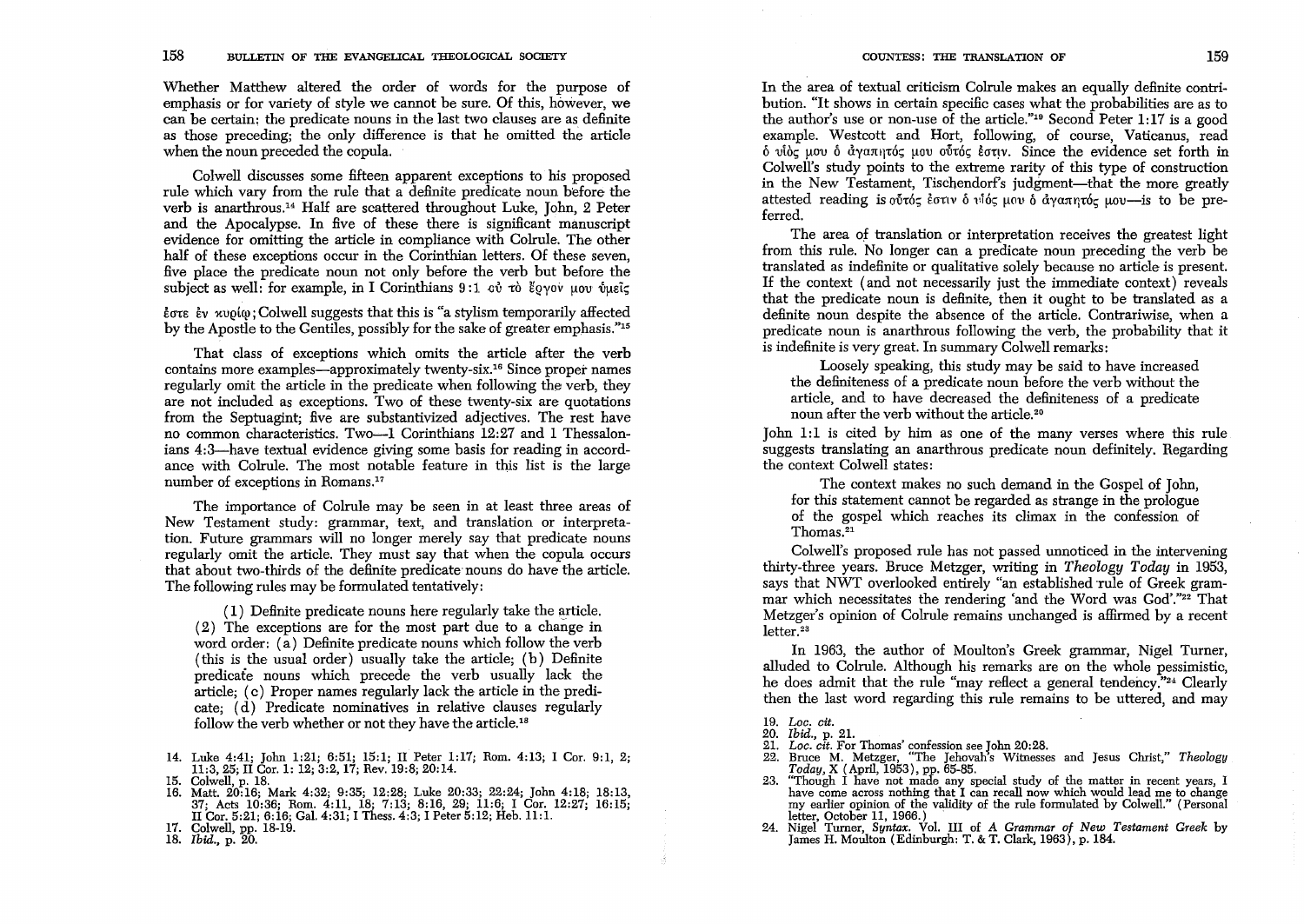Whether Matthew altered the order of words for the purpose of emphasis or for variety of style we cannot be sure. Of this, however, we can be certain: the predicate nouns in the last two clauses are as definite as those preceding; the only difference is that he omitted the article when the noun preceded the copula.

Colwell discusses some fifteen apparent exceptions to his proposed rule which vary from the rule that a definite predicate noun before the verb is anarthrous.[14] Half are scattered throughout Luke, John, 2 Peter and the Apocalypse. In five of these there is significant manuscript evidence for omitting the article in compliance with Colrule. The other half of these exceptions occur in the Corinthian letters. Of these seven, five place the predicate noun not only before the verb but before the subject as well: for example, in I Corinthians 9:1 οὐ τὸ ἔργον μου ὑμεῖς ἐστε ἐν κυρίῳ; Colwell suggests that this is "a stylism temporarily affected by the Apostle to the Gentiles, possibly for the sake of greater emphasis."[15]

That class of exceptions which omits the article after the verb contains more examples—approximately twenty-six.[16] Since proper names regularly omit the article in the predicate when following the verb, they are not included as exceptions. Two of these twenty-six are quotations from the Septuagint; five are substantivized adjectives. The rest have no common characteristics. Two—1 Corinthians 12:27 and 1 Thessalonians 4:3—have textual evidence giving some basis for reading in accordance with Colrule. The most notable feature in this list is the large number of exceptions in Romans.[17]

The importance of Colrule may be seen in at least three areas of New Testament study: grammar, text, and translation or interpretation. Future grammars will no longer merely say that predicate nouns regularly omit the article. They must say that when the copula occurs that about two-thirds of the definite predicate nouns do have the article. The following rules may be formulated tentatively:

> (1) Definite predicate nouns here regularly take the article. (2) The exceptions are for the most part due to a change in word order: (a) Definite predicate nouns which follow the verb (this is the usual order) usually take the article; (b) Definite predicate nouns which precede the verb usually lack the article; (c) Proper names regularly lack the article in the predicate; (d) Predicate nominatives in relative clauses regularly follow the verb whether or not they have the article.[18]

In the area of textual criticism Colrule makes an equally definite contribution. "It shows in certain specific cases what the probabilities are as to the author's use or non-use of the article."[19] Second Peter 1:17 is a good example. Westcott and Hort, following, of course, Vaticanus, read ὁ υἱός μου ὁ ἀγαπητός μου οὗτός ἐστιν. Since the evidence set forth in Colwell's study points to the extreme rarity of this type of construction in the New Testament, Tischendorf's judgment—that the more greatly attested reading is οὗτός ἐστιν ὁ υἱός μου ὁ ἀγαπητός μου—is to be preferred.

The area of translation or interpretation receives the greatest light from this rule. No longer can a predicate noun preceding the verb be translated as indefinite or qualitative solely because no article is present. If the context (and not necessarily just the immediate context) reveals that the predicate noun is definite, then it ought to be translated as a definite noun despite the absence of the article. Contrariwise, when a predicate noun is anarthrous following the verb, the probability that it is indefinite is very great. In summary Colwell remarks:

> Loosely speaking, this study may be said to have increased the definiteness of a predicate noun before the verb without the article, and to have decreased the definiteness of a predicate noun after the verb without the article.[20]

John 1:1 is cited by him as one of the many verses where this rule suggests translating an anarthrous predicate noun definitely. Regarding the context Colwell states:

> The context makes no such demand in the Gospel of John, for this statement cannot be regarded as strange in the prologue of the gospel which reaches its climax in the confession of Thomas.[21]

Colwell's proposed rule has not passed unnoticed in the intervening thirty-three years. Bruce Metzger, writing in *Theology Today* in 1953, says that NWT overlooked entirely "an established rule of Greek grammar which necessitates the rendering 'and the Word was God'."[22] That Metzger's opinion of Colrule remains unchanged is affirmed by a recent letter.[23]

In 1963, the author of Moulton's Greek grammar, Nigel Turner, alluded to Colrule. Although his remarks are on the whole pessimistic, he does admit that the rule "may reflect a general tendency."[24] Clearly then the last word regarding this rule remains to be uttered, and may

---

14. Luke 4:41; John 1:21; 6:51; 15:1; II Peter 1:17; Rom. 4:13; I Cor. 9:1, 2; 11:3, 25; II Cor. 1: 12; 3:2, 17; Rev. 19:8; 20:14.
15. Colwell, p. 18.
16. Matt. 20:16; Mark 4:32; 9:35; 12:28; Luke 20:33; 22:24; John 4:18; 18:13, 37; Acts 10:36; Rom. 4:11, 18; 7:13; 8:16, 29; 11:6; I Cor. 12:27; 16:15; II Cor. 5:21; 6:16; Gal. 4:31; I Thess. 4:3; I Peter 5:12; Heb. 11:1.
17. Colwell, pp. 18-19.
18. *Ibid.*, p. 20.
19. *Loc. cit.*
20. *Ibid.*, p. 21.
21. *Loc. cit.* For Thomas' confession see John 20:28.
22. Bruce M. Metzger, "The Jehovah's Witnesses and Jesus Christ," *Theology Today*, X (April, 1953), pp. 65-85.
23. "Though I have not made any special study of the matter in recent years, I have come across nothing that I can recall now which would lead me to change my earlier opinion of the validity of the rule formulated by Colwell." (Personal letter, October 11, 1966.)
24. Nigel Turner, *Syntax*. Vol. III of *A Grammar of New Testament Greek* by James H. Moulton (Edinburgh: T. & T. Clark, 1963), p. 184.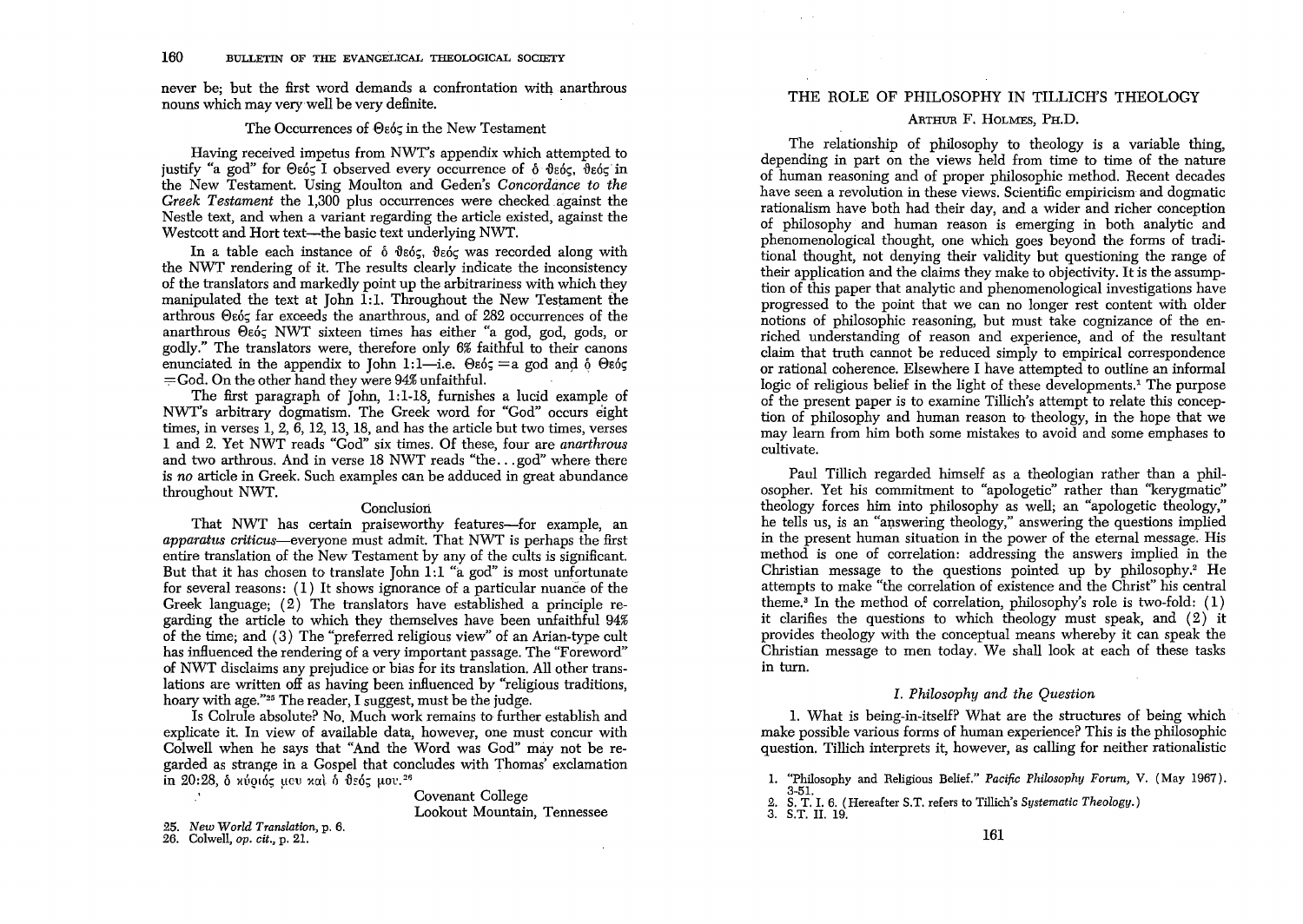never be; but the first word demands a confrontation with anarthrous nouns which may very well be very definite.

### The Occurrences of Θεός in the New Testament

Having received impetus from NWT's appendix which attempted to justify "a god" for Θεός I observed every occurrence of ὁ θεός, θεός in the New Testament. Using Moulton and Geden's *Concordance to the Greek Testament* the 1,300 plus occurrences were checked against the Nestle text, and when a variant regarding the article existed, against the Westcott and Hort text—the basic text underlying NWT.

In a table each instance of ὁ θεός, θεός was recorded along with the NWT rendering of it. The results clearly indicate the inconsistency of the translators and markedly point up the arbitrariness with which they manipulated the text at John 1:1. Throughout the New Testament the arthrous Θεός far exceeds the anarthrous, and of 282 occurrences of the anarthrous Θεός NWT sixteen times has either "a god, god, gods, or godly." The translators were, therefore only 6% faithful to their canons enunciated in the appendix to John 1:1—i.e. Θεός = a god and ὁ Θεός = God. On the other hand they were 94% unfaithful.

The first paragraph of John, 1:1-18, furnishes a lucid example of NWT's arbitrary dogmatism. The Greek word for "God" occurs eight times, in verses 1, 2, 6, 12, 13, 18, and has the article but two times, verses 1 and 2. Yet NWT reads "God" six times. Of these, four are *anarthrous* and two arthrous. And in verse 18 NWT reads "the... god" where there is *no* article in Greek. Such examples can be adduced in great abundance throughout NWT.

### Conclusion

That NWT has certain praiseworthy features—for example, an *apparatus criticus*—everyone must admit. That NWT is perhaps the first entire translation of the New Testament by any of the cults is significant. But that it has chosen to translate John 1:1 "a god" is most unfortunate for several reasons: (1) It shows ignorance of a particular nuance of the Greek language; (2) The translators have established a principle regarding the article to which they themselves have been unfaithful 94% of the time; and (3) The "preferred religious view" of an Arian-type cult has influenced the rendering of a very important passage. The "Foreword" of NWT disclaims any prejudice or bias for its translation. All other translations are written off as having been influenced by "religious traditions, hoary with age."[25] The reader, I suggest, must be the judge.

Is Colrule absolute? No. Much work remains to further establish and explicate it. In view of available data, however, one must concur with Colwell when he says that "And the Word was God" may not be regarded as strange in a Gospel that concludes with Thomas' exclamation in 20:28, ὁ κύριός μου καὶ ὁ θεός μου.[26]

Covenant College
Lookout Mountain, Tennessee

25. *New World Translation*, p. 6.
26. Colwell, *op. cit.*, p. 21.

# THE ROLE OF PHILOSOPHY IN TILLICH'S THEOLOGY

ARTHUR F. HOLMES, PH.D.

The relationship of philosophy to theology is a variable thing, depending in part on the views held from time to time of the nature of human reasoning and of proper philosophic method. Recent decades have seen a revolution in these views. Scientific empiricism and dogmatic rationalism have both had their day, and a wider and richer conception of philosophy and human reason is emerging in both analytic and phenomenological thought, one which goes beyond the forms of traditional thought, not denying their validity but questioning the range of their application and the claims they make to objectivity. It is the assumption of this paper that analytic and phenomenological investigations have progressed to the point that we can no longer rest content with older notions of philosophic reasoning, but must take cognizance of the enriched understanding of reason and experience, and of the resultant claim that truth cannot be reduced simply to empirical correspondence or rational coherence. Elsewhere I have attempted to outline an informal logic of religious belief in the light of these developments.[1] The purpose of the present paper is to examine Tillich's attempt to relate this conception of philosophy and human reason to theology, in the hope that we may learn from him both some mistakes to avoid and some emphases to cultivate.

Paul Tillich regarded himself as a theologian rather than a philosopher. Yet his commitment to "apologetic" rather than "kerygmatic" theology forces him into philosophy as well; an "apologetic theology," he tells us, is an "answering theology," answering the questions implied in the present human situation in the power of the eternal message. His method is one of correlation: addressing the answers implied in the Christian message to the questions pointed up by philosophy.[2] He attempts to make "the correlation of existence and the Christ" his central theme.[3] In the method of correlation, philosophy's role is two-fold: (1) it clarifies the questions to which theology must speak, and (2) it provides theology with the conceptual means whereby it can speak the Christian message to men today. We shall look at each of these tasks in turn.

## *I. Philosophy and the Question*

1. What is being-in-itself? What are the structures of being which make possible various forms of human experience? This is the philosophic question. Tillich interprets it, however, as calling for neither rationalistic

1. "Philosophy and Religious Belief." *Pacific Philosophy Forum*, V. (May 1967). 3-51.
2. S. T. I. 6. (Hereafter S.T. refers to Tillich's *Systematic Theology*.)
3. S.T. II. 19.